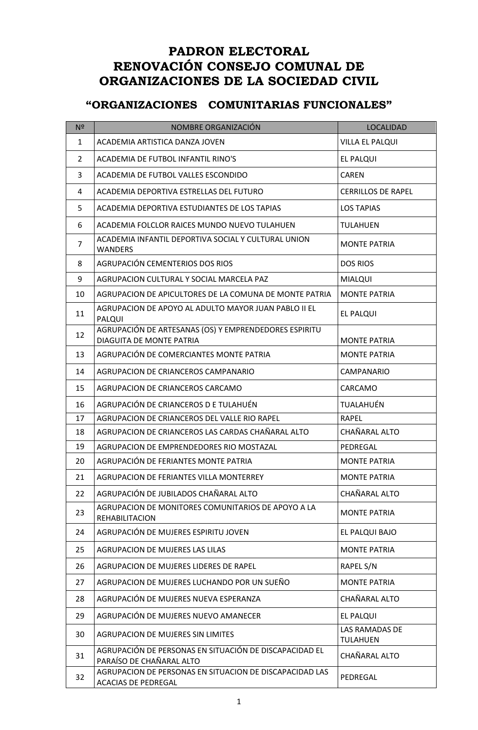# PADRON ELECTORAL
# RENOVACIÓN CONSEJO COMUNAL DE ORGANIZACIONES DE LA SOCIEDAD CIVIL

## "ORGANIZACIONES COMUNITARIAS FUNCIONALES"

| Nº | NOMBRE ORGANIZACIÓN | LOCALIDAD |
|---|---|---|
| 1 | ACADEMIA ARTISTICA DANZA JOVEN | VILLA EL PALQUI |
| 2 | ACADEMIA DE FUTBOL INFANTIL RINO'S | EL PALQUI |
| 3 | ACADEMIA DE FUTBOL VALLES ESCONDIDO | CAREN |
| 4 | ACADEMIA DEPORTIVA ESTRELLAS DEL FUTURO | CERRILLOS DE RAPEL |
| 5 | ACADEMIA DEPORTIVA ESTUDIANTES DE LOS TAPIAS | LOS TAPIAS |
| 6 | ACADEMIA FOLCLOR RAICES MUNDO NUEVO TULAHUEN | TULAHUEN |
| 7 | ACADEMIA INFANTIL DEPORTIVA SOCIAL Y CULTURAL UNION WANDERS | MONTE PATRIA |
| 8 | AGRUPACIÓN CEMENTERIOS DOS RIOS | DOS RIOS |
| 9 | AGRUPACION CULTURAL Y SOCIAL MARCELA PAZ | MIALQUI |
| 10 | AGRUPACION DE APICULTORES DE LA COMUNA DE MONTE PATRIA | MONTE PATRIA |
| 11 | AGRUPACION DE APOYO AL ADULTO MAYOR JUAN PABLO II EL PALQUI | EL PALQUI |
| 12 | AGRUPACIÓN DE ARTESANAS (OS) Y EMPRENDEDORES ESPIRITU DIAGUITA DE MONTE PATRIA | MONTE PATRIA |
| 13 | AGRUPACIÓN DE COMERCIANTES MONTE PATRIA | MONTE PATRIA |
| 14 | AGRUPACION DE CRIANCEROS CAMPANARIO | CAMPANARIO |
| 15 | AGRUPACION DE CRIANCEROS CARCAMO | CARCAMO |
| 16 | AGRUPACIÓN DE CRIANCEROS D E TULAHUÉN | TUALAHUÉN |
| 17 | AGRUPACION DE CRIANCEROS DEL VALLE RIO RAPEL | RAPEL |
| 18 | AGRUPACION DE CRIANCEROS LAS CARDAS CHAÑARAL ALTO | CHAÑARAL ALTO |
| 19 | AGRUPACION DE EMPRENDEDORES RIO MOSTAZAL | PEDREGAL |
| 20 | AGRUPACIÓN DE FERIANTES MONTE PATRIA | MONTE PATRIA |
| 21 | AGRUPACION DE FERIANTES VILLA MONTERREY | MONTE PATRIA |
| 22 | AGRUPACIÓN DE JUBILADOS CHAÑARAL ALTO | CHAÑARAL ALTO |
| 23 | AGRUPACION DE MONITORES COMUNITARIOS DE APOYO A LA REHABILITACION | MONTE PATRIA |
| 24 | AGRUPACIÓN DE MUJERES ESPIRITU JOVEN | EL PALQUI BAJO |
| 25 | AGRUPACION DE MUJERES LAS LILAS | MONTE PATRIA |
| 26 | AGRUPACION DE MUJERES LIDERES DE RAPEL | RAPEL S/N |
| 27 | AGRUPACION DE MUJERES LUCHANDO POR UN SUEÑO | MONTE PATRIA |
| 28 | AGRUPACIÓN DE MUJERES NUEVA ESPERANZA | CHAÑARAL ALTO |
| 29 | AGRUPACIÓN DE MUJERES NUEVO AMANECER | EL PALQUI |
| 30 | AGRUPACION DE MUJERES SIN LIMITES | LAS RAMADAS DE TULAHUEN |
| 31 | AGRUPACIÓN DE PERSONAS EN SITUACIÓN DE DISCAPACIDAD EL PARAÍSO DE CHAÑARAL ALTO | CHAÑARAL ALTO |
| 32 | AGRUPACION DE PERSONAS EN SITUACION DE DISCAPACIDAD LAS ACACIAS DE PEDREGAL | PEDREGAL |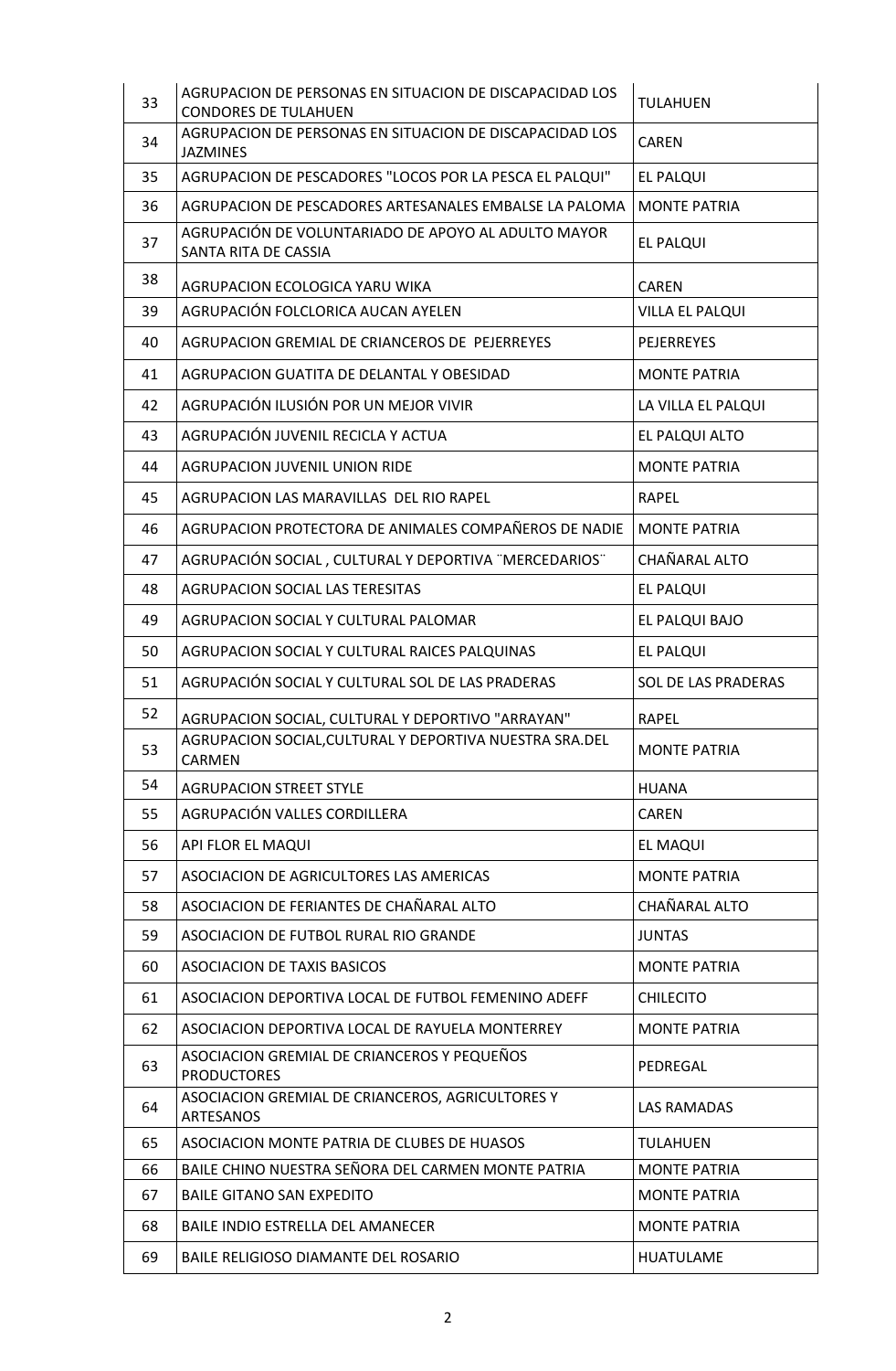| 33 | AGRUPACION DE PERSONAS EN SITUACION DE DISCAPACIDAD LOS CONDORES DE TULAHUEN | TULAHUEN |
|---|---|---|
| 34 | AGRUPACION DE PERSONAS EN SITUACION DE DISCAPACIDAD LOS JAZMINES | CAREN |
| 35 | AGRUPACION DE PESCADORES "LOCOS POR LA PESCA EL PALQUI" | EL PALQUI |
| 36 | AGRUPACION DE PESCADORES ARTESANALES EMBALSE LA PALOMA | MONTE PATRIA |
| 37 | AGRUPACIÓN DE VOLUNTARIADO DE APOYO AL ADULTO MAYOR SANTA RITA DE CASSIA | EL PALQUI |
| 38 | AGRUPACION ECOLOGICA YARU WIKA | CAREN |
| 39 | AGRUPACIÓN FOLCLORICA AUCAN AYELEN | VILLA EL PALQUI |
| 40 | AGRUPACION GREMIAL DE CRIANCEROS DE PEJERREYES | PEJERREYES |
| 41 | AGRUPACION GUATITA DE DELANTAL Y OBESIDAD | MONTE PATRIA |
| 42 | AGRUPACIÓN ILUSIÓN POR UN MEJOR VIVIR | LA VILLA EL PALQUI |
| 43 | AGRUPACIÓN JUVENIL RECICLA Y ACTUA | EL PALQUI ALTO |
| 44 | AGRUPACION JUVENIL UNION RIDE | MONTE PATRIA |
| 45 | AGRUPACION LAS MARAVILLAS DEL RIO RAPEL | RAPEL |
| 46 | AGRUPACION PROTECTORA DE ANIMALES COMPAÑEROS DE NADIE | MONTE PATRIA |
| 47 | AGRUPACIÓN SOCIAL , CULTURAL Y DEPORTIVA ¨MERCEDARIOS¨ | CHAÑARAL ALTO |
| 48 | AGRUPACION SOCIAL LAS TERESITAS | EL PALQUI |
| 49 | AGRUPACION SOCIAL Y CULTURAL PALOMAR | EL PALQUI BAJO |
| 50 | AGRUPACION SOCIAL Y CULTURAL RAICES PALQUINAS | EL PALQUI |
| 51 | AGRUPACIÓN SOCIAL Y CULTURAL SOL DE LAS PRADERAS | SOL DE LAS PRADERAS |
| 52 | AGRUPACION SOCIAL, CULTURAL Y DEPORTIVO "ARRAYAN" | RAPEL |
| 53 | AGRUPACION SOCIAL,CULTURAL Y DEPORTIVA NUESTRA SRA.DEL CARMEN | MONTE PATRIA |
| 54 | AGRUPACION STREET STYLE | HUANA |
| 55 | AGRUPACIÓN VALLES CORDILLERA | CAREN |
| 56 | API FLOR EL MAQUI | EL MAQUI |
| 57 | ASOCIACION DE AGRICULTORES LAS AMERICAS | MONTE PATRIA |
| 58 | ASOCIACION DE FERIANTES DE CHAÑARAL ALTO | CHAÑARAL ALTO |
| 59 | ASOCIACION DE FUTBOL RURAL RIO GRANDE | JUNTAS |
| 60 | ASOCIACION DE TAXIS BASICOS | MONTE PATRIA |
| 61 | ASOCIACION DEPORTIVA LOCAL DE FUTBOL FEMENINO ADEFF | CHILECITO |
| 62 | ASOCIACION DEPORTIVA LOCAL DE RAYUELA MONTERREY | MONTE PATRIA |
| 63 | ASOCIACION GREMIAL DE CRIANCEROS Y PEQUEÑOS PRODUCTORES | PEDREGAL |
| 64 | ASOCIACION GREMIAL DE CRIANCEROS, AGRICULTORES Y ARTESANOS | LAS RAMADAS |
| 65 | ASOCIACION MONTE PATRIA DE CLUBES DE HUASOS | TULAHUEN |
| 66 | BAILE CHINO NUESTRA SEÑORA DEL CARMEN MONTE PATRIA | MONTE PATRIA |
| 67 | BAILE GITANO SAN EXPEDITO | MONTE PATRIA |
| 68 | BAILE INDIO ESTRELLA DEL AMANECER | MONTE PATRIA |
| 69 | BAILE RELIGIOSO DIAMANTE DEL ROSARIO | HUATULAME |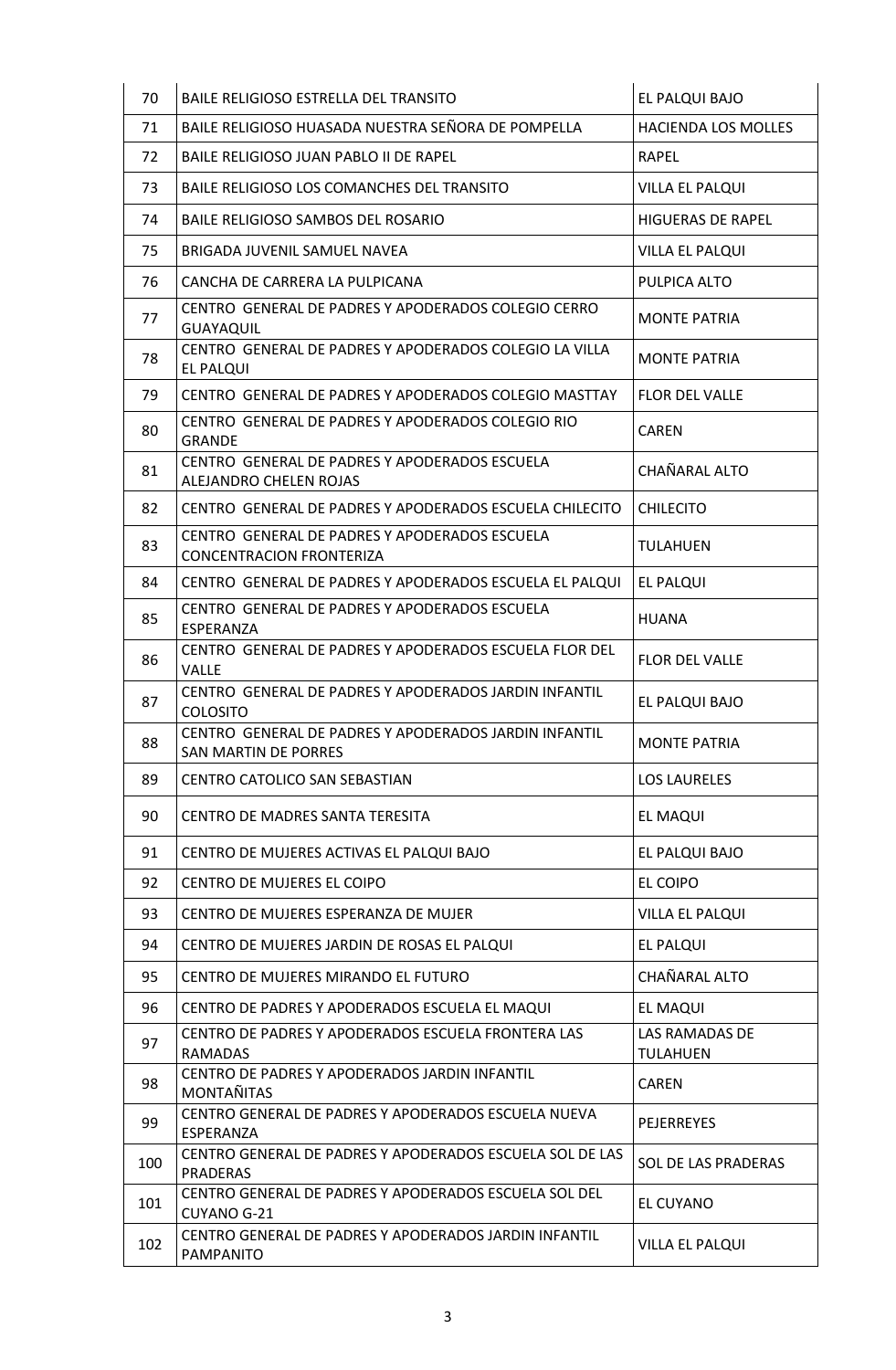| 70 | BAILE RELIGIOSO ESTRELLA DEL TRANSITO | EL PALQUI BAJO |
|---|---|---|
| 71 | BAILE RELIGIOSO HUASADA NUESTRA SEÑORA DE POMPELLA | HACIENDA LOS MOLLES |
| 72 | BAILE RELIGIOSO JUAN PABLO II DE RAPEL | RAPEL |
| 73 | BAILE RELIGIOSO LOS COMANCHES DEL TRANSITO | VILLA EL PALQUI |
| 74 | BAILE RELIGIOSO SAMBOS DEL ROSARIO | HIGUERAS DE RAPEL |
| 75 | BRIGADA JUVENIL SAMUEL NAVEA | VILLA EL PALQUI |
| 76 | CANCHA DE CARRERA LA PULPICANA | PULPICA ALTO |
| 77 | CENTRO GENERAL DE PADRES Y APODERADOS COLEGIO CERRO GUAYAQUIL | MONTE PATRIA |
| 78 | CENTRO GENERAL DE PADRES Y APODERADOS COLEGIO LA VILLA EL PALQUI | MONTE PATRIA |
| 79 | CENTRO GENERAL DE PADRES Y APODERADOS COLEGIO MASTTAY | FLOR DEL VALLE |
| 80 | CENTRO GENERAL DE PADRES Y APODERADOS COLEGIO RIO GRANDE | CAREN |
| 81 | CENTRO GENERAL DE PADRES Y APODERADOS ESCUELA ALEJANDRO CHELEN ROJAS | CHAÑARAL ALTO |
| 82 | CENTRO GENERAL DE PADRES Y APODERADOS ESCUELA CHILECITO | CHILECITO |
| 83 | CENTRO GENERAL DE PADRES Y APODERADOS ESCUELA CONCENTRACION FRONTERIZA | TULAHUEN |
| 84 | CENTRO GENERAL DE PADRES Y APODERADOS ESCUELA EL PALQUI | EL PALQUI |
| 85 | CENTRO GENERAL DE PADRES Y APODERADOS ESCUELA ESPERANZA | HUANA |
| 86 | CENTRO GENERAL DE PADRES Y APODERADOS ESCUELA FLOR DEL VALLE | FLOR DEL VALLE |
| 87 | CENTRO GENERAL DE PADRES Y APODERADOS JARDIN INFANTIL COLOSITO | EL PALQUI BAJO |
| 88 | CENTRO GENERAL DE PADRES Y APODERADOS JARDIN INFANTIL SAN MARTIN DE PORRES | MONTE PATRIA |
| 89 | CENTRO CATOLICO SAN SEBASTIAN | LOS LAURELES |
| 90 | CENTRO DE MADRES SANTA TERESITA | EL MAQUI |
| 91 | CENTRO DE MUJERES ACTIVAS EL PALQUI BAJO | EL PALQUI BAJO |
| 92 | CENTRO DE MUJERES EL COIPO | EL COIPO |
| 93 | CENTRO DE MUJERES ESPERANZA DE MUJER | VILLA EL PALQUI |
| 94 | CENTRO DE MUJERES JARDIN DE ROSAS EL PALQUI | EL PALQUI |
| 95 | CENTRO DE MUJERES MIRANDO EL FUTURO | CHAÑARAL ALTO |
| 96 | CENTRO DE PADRES Y APODERADOS ESCUELA EL MAQUI | EL MAQUI |
| 97 | CENTRO DE PADRES Y APODERADOS ESCUELA FRONTERA LAS RAMADAS | LAS RAMADAS DE TULAHUEN |
| 98 | CENTRO DE PADRES Y APODERADOS JARDIN INFANTIL MONTAÑITAS | CAREN |
| 99 | CENTRO GENERAL DE PADRES Y APODERADOS ESCUELA NUEVA ESPERANZA | PEJERREYES |
| 100 | CENTRO GENERAL DE PADRES Y APODERADOS ESCUELA SOL DE LAS PRADERAS | SOL DE LAS PRADERAS |
| 101 | CENTRO GENERAL DE PADRES Y APODERADOS ESCUELA SOL DEL CUYANO G-21 | EL CUYANO |
| 102 | CENTRO GENERAL DE PADRES Y APODERADOS JARDIN INFANTIL PAMPANITO | VILLA EL PALQUI |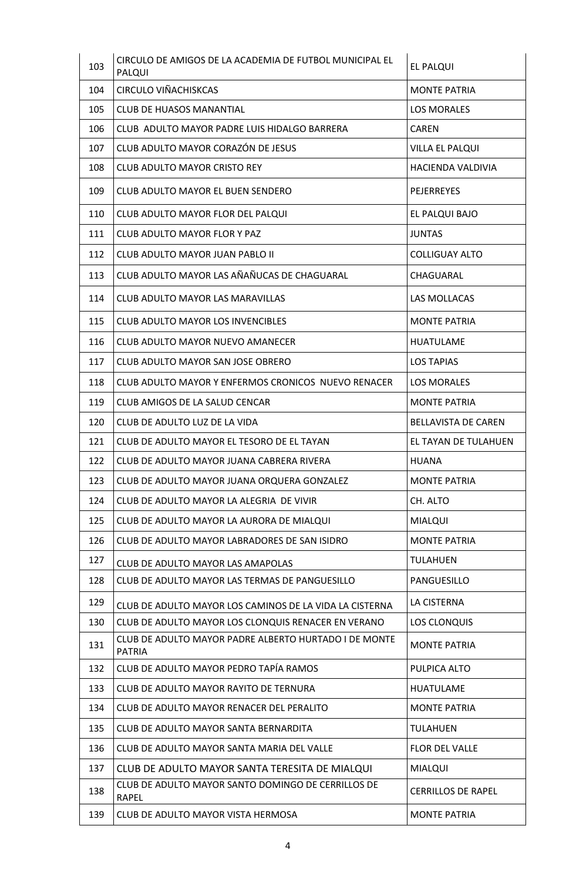| 103 | CIRCULO DE AMIGOS DE LA ACADEMIA DE FUTBOL MUNICIPAL EL PALQUI | EL PALQUI |
|---|---|---|
| 104 | CIRCULO VIÑACHISKCAS | MONTE PATRIA |
| 105 | CLUB DE HUASOS MANANTIAL | LOS MORALES |
| 106 | CLUB ADULTO MAYOR PADRE LUIS HIDALGO BARRERA | CAREN |
| 107 | CLUB ADULTO MAYOR CORAZÓN DE JESUS | VILLA EL PALQUI |
| 108 | CLUB ADULTO MAYOR CRISTO REY | HACIENDA VALDIVIA |
| 109 | CLUB ADULTO MAYOR EL BUEN SENDERO | PEJERREYES |
| 110 | CLUB ADULTO MAYOR FLOR DEL PALQUI | EL PALQUI BAJO |
| 111 | CLUB ADULTO MAYOR FLOR Y PAZ | JUNTAS |
| 112 | CLUB ADULTO MAYOR JUAN PABLO II | COLLIGUAY ALTO |
| 113 | CLUB ADULTO MAYOR LAS AÑAÑUCAS DE CHAGUARAL | CHAGUARAL |
| 114 | CLUB ADULTO MAYOR LAS MARAVILLAS | LAS MOLLACAS |
| 115 | CLUB ADULTO MAYOR LOS INVENCIBLES | MONTE PATRIA |
| 116 | CLUB ADULTO MAYOR NUEVO AMANECER | HUATULAME |
| 117 | CLUB ADULTO MAYOR SAN JOSE OBRERO | LOS TAPIAS |
| 118 | CLUB ADULTO MAYOR Y ENFERMOS CRONICOS NUEVO RENACER | LOS MORALES |
| 119 | CLUB AMIGOS DE LA SALUD CENCAR | MONTE PATRIA |
| 120 | CLUB DE ADULTO LUZ DE LA VIDA | BELLAVISTA DE CAREN |
| 121 | CLUB DE ADULTO MAYOR EL TESORO DE EL TAYAN | EL TAYAN DE TULAHUEN |
| 122 | CLUB DE ADULTO MAYOR JUANA CABRERA RIVERA | HUANA |
| 123 | CLUB DE ADULTO MAYOR JUANA ORQUERA GONZALEZ | MONTE PATRIA |
| 124 | CLUB DE ADULTO MAYOR LA ALEGRIA DE VIVIR | CH. ALTO |
| 125 | CLUB DE ADULTO MAYOR LA AURORA DE MIALQUI | MIALQUI |
| 126 | CLUB DE ADULTO MAYOR LABRADORES DE SAN ISIDRO | MONTE PATRIA |
| 127 | CLUB DE ADULTO MAYOR LAS AMAPOLAS | TULAHUEN |
| 128 | CLUB DE ADULTO MAYOR LAS TERMAS DE PANGUESILLO | PANGUESILLO |
| 129 | CLUB DE ADULTO MAYOR LOS CAMINOS DE LA VIDA LA CISTERNA | LA CISTERNA |
| 130 | CLUB DE ADULTO MAYOR LOS CLONQUIS RENACER EN VERANO | LOS CLONQUIS |
| 131 | CLUB DE ADULTO MAYOR PADRE ALBERTO HURTADO I DE MONTE PATRIA | MONTE PATRIA |
| 132 | CLUB DE ADULTO MAYOR PEDRO TAPÍA RAMOS | PULPICA ALTO |
| 133 | CLUB DE ADULTO MAYOR RAYITO DE TERNURA | HUATULAME |
| 134 | CLUB DE ADULTO MAYOR RENACER DEL PERALITO | MONTE PATRIA |
| 135 | CLUB DE ADULTO MAYOR SANTA BERNARDITA | TULAHUEN |
| 136 | CLUB DE ADULTO MAYOR SANTA MARIA DEL VALLE | FLOR DEL VALLE |
| 137 | CLUB DE ADULTO MAYOR SANTA TERESITA DE MIALQUI | MIALQUI |
| 138 | CLUB DE ADULTO MAYOR SANTO DOMINGO DE CERRILLOS DE RAPEL | CERRILLOS DE RAPEL |
| 139 | CLUB DE ADULTO MAYOR VISTA HERMOSA | MONTE PATRIA |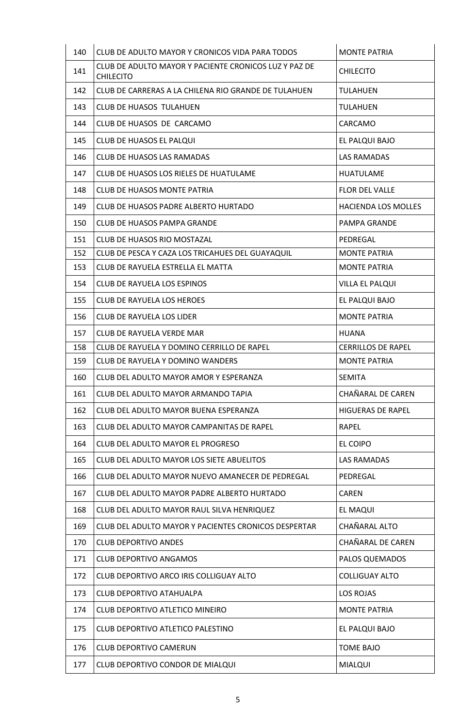| 140 | CLUB DE ADULTO MAYOR Y CRONICOS VIDA PARA TODOS | MONTE PATRIA |
|---|---|---|
| 141 | CLUB DE ADULTO MAYOR Y PACIENTE CRONICOS LUZ Y PAZ DE CHILECITO | CHILECITO |
| 142 | CLUB DE CARRERAS A LA CHILENA RIO GRANDE DE TULAHUEN | TULAHUEN |
| 143 | CLUB DE HUASOS TULAHUEN | TULAHUEN |
| 144 | CLUB DE HUASOS DE CARCAMO | CARCAMO |
| 145 | CLUB DE HUASOS EL PALQUI | EL PALQUI BAJO |
| 146 | CLUB DE HUASOS LAS RAMADAS | LAS RAMADAS |
| 147 | CLUB DE HUASOS LOS RIELES DE HUATULAME | HUATULAME |
| 148 | CLUB DE HUASOS MONTE PATRIA | FLOR DEL VALLE |
| 149 | CLUB DE HUASOS PADRE ALBERTO HURTADO | HACIENDA LOS MOLLES |
| 150 | CLUB DE HUASOS PAMPA GRANDE | PAMPA GRANDE |
| 151 | CLUB DE HUASOS RIO MOSTAZAL | PEDREGAL |
| 152 | CLUB DE PESCA Y CAZA LOS TRICAHUES DEL GUAYAQUIL | MONTE PATRIA |
| 153 | CLUB DE RAYUELA ESTRELLA EL MATTA | MONTE PATRIA |
| 154 | CLUB DE RAYUELA LOS ESPINOS | VILLA EL PALQUI |
| 155 | CLUB DE RAYUELA LOS HEROES | EL PALQUI BAJO |
| 156 | CLUB DE RAYUELA LOS LIDER | MONTE PATRIA |
| 157 | CLUB DE RAYUELA VERDE MAR | HUANA |
| 158 | CLUB DE RAYUELA Y DOMINO CERRILLO DE RAPEL | CERRILLOS DE RAPEL |
| 159 | CLUB DE RAYUELA Y DOMINO WANDERS | MONTE PATRIA |
| 160 | CLUB DEL ADULTO MAYOR AMOR Y ESPERANZA | SEMITA |
| 161 | CLUB DEL ADULTO MAYOR ARMANDO TAPIA | CHAÑARAL DE CAREN |
| 162 | CLUB DEL ADULTO MAYOR BUENA ESPERANZA | HIGUERAS DE RAPEL |
| 163 | CLUB DEL ADULTO MAYOR CAMPANITAS DE RAPEL | RAPEL |
| 164 | CLUB DEL ADULTO MAYOR EL PROGRESO | EL COIPO |
| 165 | CLUB DEL ADULTO MAYOR LOS SIETE ABUELITOS | LAS RAMADAS |
| 166 | CLUB DEL ADULTO MAYOR NUEVO AMANECER DE PEDREGAL | PEDREGAL |
| 167 | CLUB DEL ADULTO MAYOR PADRE ALBERTO HURTADO | CAREN |
| 168 | CLUB DEL ADULTO MAYOR RAUL SILVA HENRIQUEZ | EL MAQUI |
| 169 | CLUB DEL ADULTO MAYOR Y PACIENTES CRONICOS DESPERTAR | CHAÑARAL ALTO |
| 170 | CLUB DEPORTIVO ANDES | CHAÑARAL DE CAREN |
| 171 | CLUB DEPORTIVO ANGAMOS | PALOS QUEMADOS |
| 172 | CLUB DEPORTIVO ARCO IRIS COLLIGUAY ALTO | COLLIGUAY ALTO |
| 173 | CLUB DEPORTIVO ATAHUALPA | LOS ROJAS |
| 174 | CLUB DEPORTIVO ATLETICO MINEIRO | MONTE PATRIA |
| 175 | CLUB DEPORTIVO ATLETICO PALESTINO | EL PALQUI BAJO |
| 176 | CLUB DEPORTIVO CAMERUN | TOME BAJO |
| 177 | CLUB DEPORTIVO CONDOR DE MIALQUI | MIALQUI |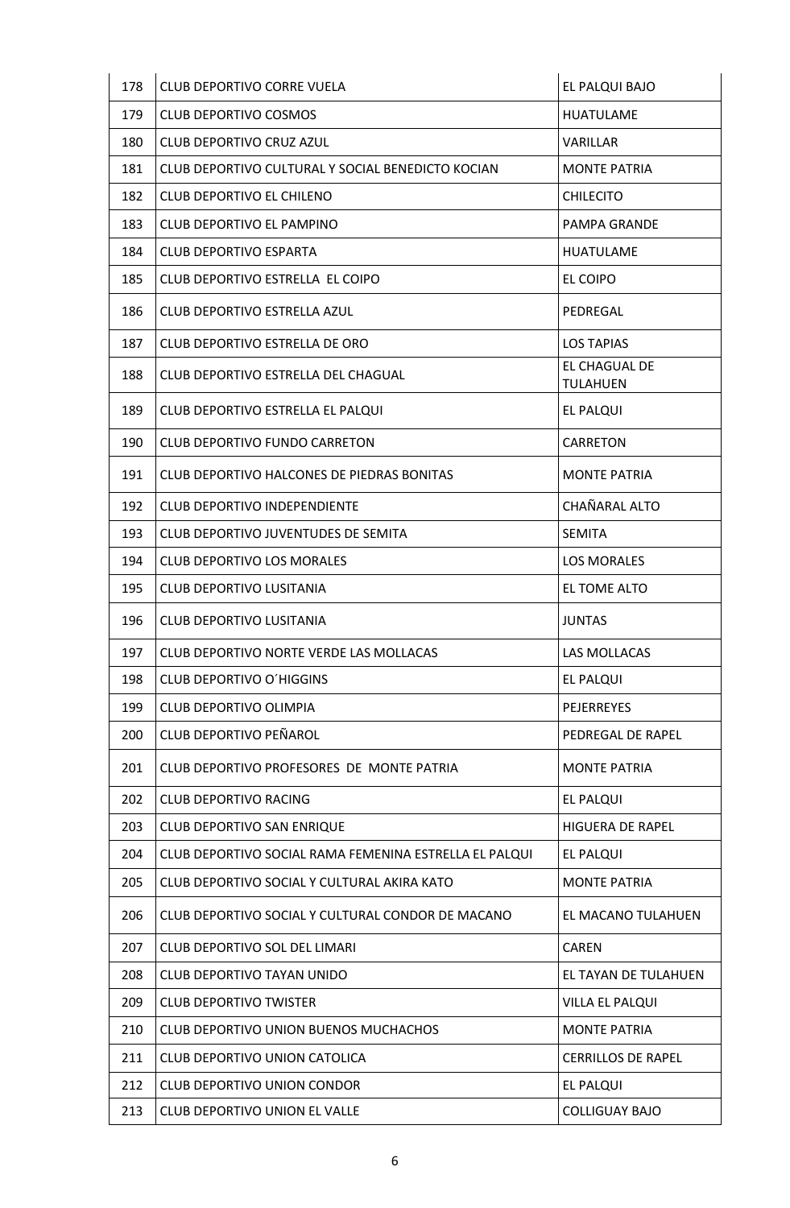| 178 | CLUB DEPORTIVO CORRE VUELA | EL PALQUI BAJO |
|---|---|---|
| 179 | CLUB DEPORTIVO COSMOS | HUATULAME |
| 180 | CLUB DEPORTIVO CRUZ AZUL | VARILLAR |
| 181 | CLUB DEPORTIVO CULTURAL Y SOCIAL BENEDICTO KOCIAN | MONTE PATRIA |
| 182 | CLUB DEPORTIVO EL CHILENO | CHILECITO |
| 183 | CLUB DEPORTIVO EL PAMPINO | PAMPA GRANDE |
| 184 | CLUB DEPORTIVO ESPARTA | HUATULAME |
| 185 | CLUB DEPORTIVO ESTRELLA EL COIPO | EL COIPO |
| 186 | CLUB DEPORTIVO ESTRELLA AZUL | PEDREGAL |
| 187 | CLUB DEPORTIVO ESTRELLA DE ORO | LOS TAPIAS |
| 188 | CLUB DEPORTIVO ESTRELLA DEL CHAGUAL | EL CHAGUAL DE TULAHUEN |
| 189 | CLUB DEPORTIVO ESTRELLA EL PALQUI | EL PALQUI |
| 190 | CLUB DEPORTIVO FUNDO CARRETON | CARRETON |
| 191 | CLUB DEPORTIVO HALCONES DE PIEDRAS BONITAS | MONTE PATRIA |
| 192 | CLUB DEPORTIVO INDEPENDIENTE | CHAÑARAL ALTO |
| 193 | CLUB DEPORTIVO JUVENTUDES DE SEMITA | SEMITA |
| 194 | CLUB DEPORTIVO LOS MORALES | LOS MORALES |
| 195 | CLUB DEPORTIVO LUSITANIA | EL TOME ALTO |
| 196 | CLUB DEPORTIVO LUSITANIA | JUNTAS |
| 197 | CLUB DEPORTIVO NORTE VERDE LAS MOLLACAS | LAS MOLLACAS |
| 198 | CLUB DEPORTIVO O´HIGGINS | EL PALQUI |
| 199 | CLUB DEPORTIVO OLIMPIA | PEJERREYES |
| 200 | CLUB DEPORTIVO PEÑAROL | PEDREGAL DE RAPEL |
| 201 | CLUB DEPORTIVO PROFESORES DE MONTE PATRIA | MONTE PATRIA |
| 202 | CLUB DEPORTIVO RACING | EL PALQUI |
| 203 | CLUB DEPORTIVO SAN ENRIQUE | HIGUERA DE RAPEL |
| 204 | CLUB DEPORTIVO SOCIAL RAMA FEMENINA ESTRELLA EL PALQUI | EL PALQUI |
| 205 | CLUB DEPORTIVO SOCIAL Y CULTURAL AKIRA KATO | MONTE PATRIA |
| 206 | CLUB DEPORTIVO SOCIAL Y CULTURAL CONDOR DE MACANO | EL MACANO TULAHUEN |
| 207 | CLUB DEPORTIVO SOL DEL LIMARI | CAREN |
| 208 | CLUB DEPORTIVO TAYAN UNIDO | EL TAYAN DE TULAHUEN |
| 209 | CLUB DEPORTIVO TWISTER | VILLA EL PALQUI |
| 210 | CLUB DEPORTIVO UNION BUENOS MUCHACHOS | MONTE PATRIA |
| 211 | CLUB DEPORTIVO UNION CATOLICA | CERRILLOS DE RAPEL |
| 212 | CLUB DEPORTIVO UNION CONDOR | EL PALQUI |
| 213 | CLUB DEPORTIVO UNION EL VALLE | COLLIGUAY BAJO |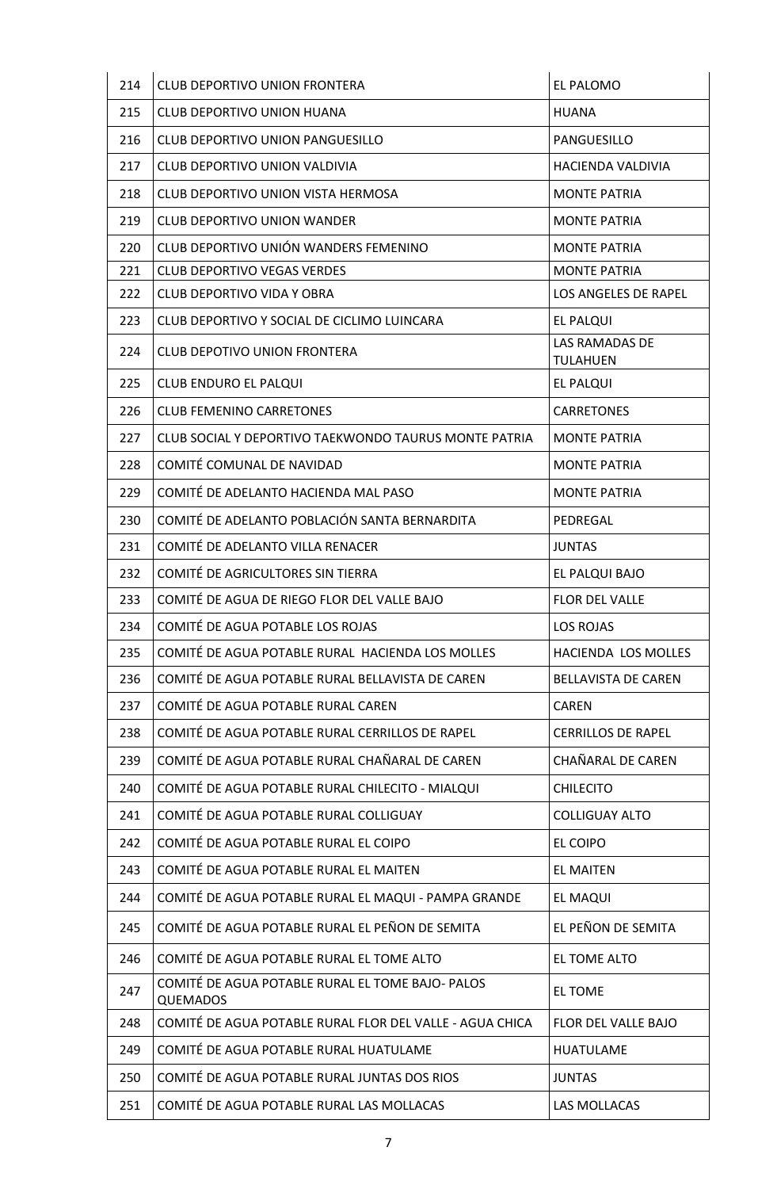| 214 | CLUB DEPORTIVO UNION FRONTERA | EL PALOMO |
|---|---|---|
| 215 | CLUB DEPORTIVO UNION HUANA | HUANA |
| 216 | CLUB DEPORTIVO UNION PANGUESILLO | PANGUESILLO |
| 217 | CLUB DEPORTIVO UNION VALDIVIA | HACIENDA VALDIVIA |
| 218 | CLUB DEPORTIVO UNION VISTA HERMOSA | MONTE PATRIA |
| 219 | CLUB DEPORTIVO UNION WANDER | MONTE PATRIA |
| 220 | CLUB DEPORTIVO UNIÓN WANDERS FEMENINO | MONTE PATRIA |
| 221 | CLUB DEPORTIVO VEGAS VERDES | MONTE PATRIA |
| 222 | CLUB DEPORTIVO VIDA Y OBRA | LOS ANGELES DE RAPEL |
| 223 | CLUB DEPORTIVO Y SOCIAL DE CICLIMO LUINCARA | EL PALQUI |
| 224 | CLUB DEPOTIVO UNION FRONTERA | LAS RAMADAS DE TULAHUEN |
| 225 | CLUB ENDURO EL PALQUI | EL PALQUI |
| 226 | CLUB FEMENINO CARRETONES | CARRETONES |
| 227 | CLUB SOCIAL Y DEPORTIVO TAEKWONDO TAURUS MONTE PATRIA | MONTE PATRIA |
| 228 | COMITÉ COMUNAL DE NAVIDAD | MONTE PATRIA |
| 229 | COMITÉ DE ADELANTO HACIENDA MAL PASO | MONTE PATRIA |
| 230 | COMITÉ DE ADELANTO POBLACIÓN SANTA BERNARDITA | PEDREGAL |
| 231 | COMITÉ DE ADELANTO VILLA RENACER | JUNTAS |
| 232 | COMITÉ DE AGRICULTORES SIN TIERRA | EL PALQUI BAJO |
| 233 | COMITÉ DE AGUA DE RIEGO FLOR DEL VALLE BAJO | FLOR DEL VALLE |
| 234 | COMITÉ DE AGUA POTABLE LOS ROJAS | LOS ROJAS |
| 235 | COMITÉ DE AGUA POTABLE RURAL HACIENDA LOS MOLLES | HACIENDA LOS MOLLES |
| 236 | COMITÉ DE AGUA POTABLE RURAL BELLAVISTA DE CAREN | BELLAVISTA DE CAREN |
| 237 | COMITÉ DE AGUA POTABLE RURAL CAREN | CAREN |
| 238 | COMITÉ DE AGUA POTABLE RURAL CERRILLOS DE RAPEL | CERRILLOS DE RAPEL |
| 239 | COMITÉ DE AGUA POTABLE RURAL CHAÑARAL DE CAREN | CHAÑARAL DE CAREN |
| 240 | COMITÉ DE AGUA POTABLE RURAL CHILECITO - MIALQUI | CHILECITO |
| 241 | COMITÉ DE AGUA POTABLE RURAL COLLIGUAY | COLLIGUAY ALTO |
| 242 | COMITÉ DE AGUA POTABLE RURAL EL COIPO | EL COIPO |
| 243 | COMITÉ DE AGUA POTABLE RURAL EL MAITEN | EL MAITEN |
| 244 | COMITÉ DE AGUA POTABLE RURAL EL MAQUI - PAMPA GRANDE | EL MAQUI |
| 245 | COMITÉ DE AGUA POTABLE RURAL EL PEÑON DE SEMITA | EL PEÑON DE SEMITA |
| 246 | COMITÉ DE AGUA POTABLE RURAL EL TOME ALTO | EL TOME ALTO |
| 247 | COMITÉ DE AGUA POTABLE RURAL EL TOME BAJO- PALOS QUEMADOS | EL TOME |
| 248 | COMITÉ DE AGUA POTABLE RURAL FLOR DEL VALLE - AGUA CHICA | FLOR DEL VALLE BAJO |
| 249 | COMITÉ DE AGUA POTABLE RURAL HUATULAME | HUATULAME |
| 250 | COMITÉ DE AGUA POTABLE RURAL JUNTAS DOS RIOS | JUNTAS |
| 251 | COMITÉ DE AGUA POTABLE RURAL LAS MOLLACAS | LAS MOLLACAS |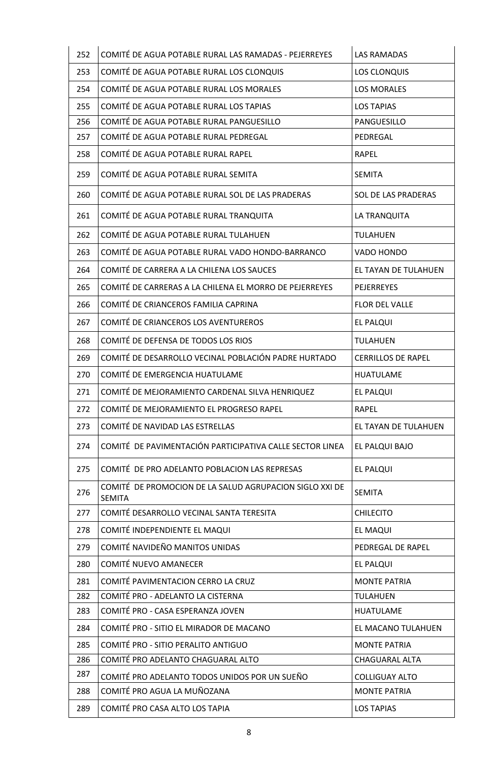| | | |
|---|---|---|
| 252 | COMITÉ DE AGUA POTABLE RURAL LAS RAMADAS - PEJERREYES | LAS RAMADAS |
| 253 | COMITÉ DE AGUA POTABLE RURAL LOS CLONQUIS | LOS CLONQUIS |
| 254 | COMITÉ DE AGUA POTABLE RURAL LOS MORALES | LOS MORALES |
| 255 | COMITÉ DE AGUA POTABLE RURAL LOS TAPIAS | LOS TAPIAS |
| 256 | COMITÉ DE AGUA POTABLE RURAL PANGUESILLO | PANGUESILLO |
| 257 | COMITÉ DE AGUA POTABLE RURAL PEDREGAL | PEDREGAL |
| 258 | COMITÉ DE AGUA POTABLE RURAL RAPEL | RAPEL |
| 259 | COMITÉ DE AGUA POTABLE RURAL SEMITA | SEMITA |
| 260 | COMITÉ DE AGUA POTABLE RURAL SOL DE LAS PRADERAS | SOL DE LAS PRADERAS |
| 261 | COMITÉ DE AGUA POTABLE RURAL TRANQUITA | LA TRANQUITA |
| 262 | COMITÉ DE AGUA POTABLE RURAL TULAHUEN | TULAHUEN |
| 263 | COMITÉ DE AGUA POTABLE RURAL VADO HONDO-BARRANCO | VADO HONDO |
| 264 | COMITÉ DE CARRERA A LA CHILENA LOS SAUCES | EL TAYAN DE TULAHUEN |
| 265 | COMITÉ DE CARRERAS A LA CHILENA EL MORRO DE PEJERREYES | PEJERREYES |
| 266 | COMITÉ DE CRIANCEROS FAMILIA CAPRINA | FLOR DEL VALLE |
| 267 | COMITÉ DE CRIANCEROS LOS AVENTUREROS | EL PALQUI |
| 268 | COMITÉ DE DEFENSA DE TODOS LOS RIOS | TULAHUEN |
| 269 | COMITÉ DE DESARROLLO VECINAL POBLACIÓN PADRE HURTADO | CERRILLOS DE RAPEL |
| 270 | COMITÉ DE EMERGENCIA HUATULAME | HUATULAME |
| 271 | COMITÉ DE MEJORAMIENTO CARDENAL SILVA HENRIQUEZ | EL PALQUI |
| 272 | COMITÉ DE MEJORAMIENTO EL PROGRESO RAPEL | RAPEL |
| 273 | COMITÉ DE NAVIDAD LAS ESTRELLAS | EL TAYAN DE TULAHUEN |
| 274 | COMITÉ DE PAVIMENTACIÓN PARTICIPATIVA CALLE SECTOR LINEA | EL PALQUI BAJO |
| 275 | COMITÉ DE PRO ADELANTO POBLACION LAS REPRESAS | EL PALQUI |
| 276 | COMITÉ DE PROMOCION DE LA SALUD AGRUPACION SIGLO XXI DE SEMITA | SEMITA |
| 277 | COMITÉ DESARROLLO VECINAL SANTA TERESITA | CHILECITO |
| 278 | COMITÉ INDEPENDIENTE EL MAQUI | EL MAQUI |
| 279 | COMITÉ NAVIDEÑO MANITOS UNIDAS | PEDREGAL DE RAPEL |
| 280 | COMITÉ NUEVO AMANECER | EL PALQUI |
| 281 | COMITÉ PAVIMENTACION CERRO LA CRUZ | MONTE PATRIA |
| 282 | COMITÉ PRO - ADELANTO LA CISTERNA | TULAHUEN |
| 283 | COMITÉ PRO - CASA ESPERANZA JOVEN | HUATULAME |
| 284 | COMITÉ PRO - SITIO EL MIRADOR DE MACANO | EL MACANO TULAHUEN |
| 285 | COMITÉ PRO - SITIO PERALITO ANTIGUO | MONTE PATRIA |
| 286 | COMITÉ PRO ADELANTO CHAGUARAL ALTO | CHAGUARAL ALTA |
| 287 | COMITÉ PRO ADELANTO TODOS UNIDOS POR UN SUEÑO | COLLIGUAY ALTO |
| 288 | COMITÉ PRO AGUA LA MUÑOZANA | MONTE PATRIA |
| 289 | COMITÉ PRO CASA ALTO LOS TAPIA | LOS TAPIAS |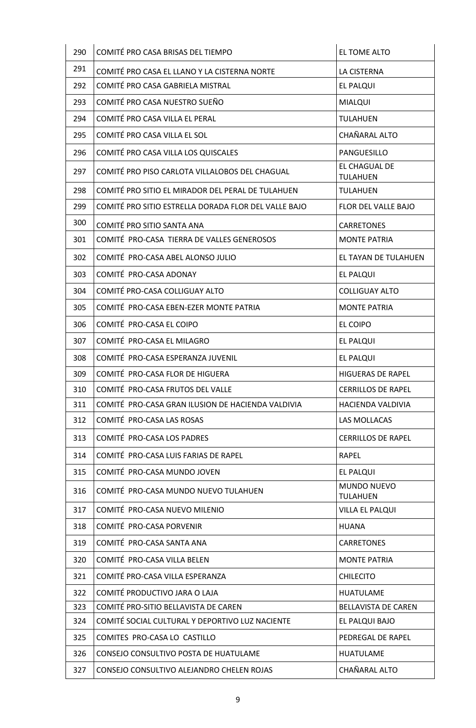| 290 | COMITÉ PRO CASA BRISAS DEL TIEMPO | EL TOME ALTO |
|---|---|---|
| 291 | COMITÉ PRO CASA EL LLANO Y LA CISTERNA NORTE | LA CISTERNA |
| 292 | COMITÉ PRO CASA GABRIELA MISTRAL | EL PALQUI |
| 293 | COMITÉ PRO CASA NUESTRO SUEÑO | MIALQUI |
| 294 | COMITÉ PRO CASA VILLA EL PERAL | TULAHUEN |
| 295 | COMITÉ PRO CASA VILLA EL SOL | CHAÑARAL ALTO |
| 296 | COMITÉ PRO CASA VILLA LOS QUISCALES | PANGUESILLO |
| 297 | COMITÉ PRO PISO CARLOTA VILLALOBOS DEL CHAGUAL | EL CHAGUAL DE TULAHUEN |
| 298 | COMITÉ PRO SITIO EL MIRADOR DEL PERAL DE TULAHUEN | TULAHUEN |
| 299 | COMITÉ PRO SITIO ESTRELLA DORADA FLOR DEL VALLE BAJO | FLOR DEL VALLE BAJO |
| 300 | COMITÉ PRO SITIO SANTA ANA | CARRETONES |
| 301 | COMITÉ PRO-CASA TIERRA DE VALLES GENEROSOS | MONTE PATRIA |
| 302 | COMITÉ PRO-CASA ABEL ALONSO JULIO | EL TAYAN DE TULAHUEN |
| 303 | COMITÉ PRO-CASA ADONAY | EL PALQUI |
| 304 | COMITÉ PRO-CASA COLLIGUAY ALTO | COLLIGUAY ALTO |
| 305 | COMITÉ PRO-CASA EBEN-EZER MONTE PATRIA | MONTE PATRIA |
| 306 | COMITÉ PRO-CASA EL COIPO | EL COIPO |
| 307 | COMITÉ PRO-CASA EL MILAGRO | EL PALQUI |
| 308 | COMITÉ PRO-CASA ESPERANZA JUVENIL | EL PALQUI |
| 309 | COMITÉ PRO-CASA FLOR DE HIGUERA | HIGUERAS DE RAPEL |
| 310 | COMITÉ PRO-CASA FRUTOS DEL VALLE | CERRILLOS DE RAPEL |
| 311 | COMITÉ PRO-CASA GRAN ILUSION DE HACIENDA VALDIVIA | HACIENDA VALDIVIA |
| 312 | COMITÉ PRO-CASA LAS ROSAS | LAS MOLLACAS |
| 313 | COMITÉ PRO-CASA LOS PADRES | CERRILLOS DE RAPEL |
| 314 | COMITÉ PRO-CASA LUIS FARIAS DE RAPEL | RAPEL |
| 315 | COMITÉ PRO-CASA MUNDO JOVEN | EL PALQUI |
| 316 | COMITÉ PRO-CASA MUNDO NUEVO TULAHUEN | MUNDO NUEVO TULAHUEN |
| 317 | COMITÉ PRO-CASA NUEVO MILENIO | VILLA EL PALQUI |
| 318 | COMITÉ PRO-CASA PORVENIR | HUANA |
| 319 | COMITÉ PRO-CASA SANTA ANA | CARRETONES |
| 320 | COMITÉ PRO-CASA VILLA BELEN | MONTE PATRIA |
| 321 | COMITÉ PRO-CASA VILLA ESPERANZA | CHILECITO |
| 322 | COMITÉ PRODUCTIVO JARA O LAJA | HUATULAME |
| 323 | COMITÉ PRO-SITIO BELLAVISTA DE CAREN | BELLAVISTA DE CAREN |
| 324 | COMITÉ SOCIAL CULTURAL Y DEPORTIVO LUZ NACIENTE | EL PALQUI BAJO |
| 325 | COMITES PRO-CASA LO CASTILLO | PEDREGAL DE RAPEL |
| 326 | CONSEJO CONSULTIVO POSTA DE HUATULAME | HUATULAME |
| 327 | CONSEJO CONSULTIVO ALEJANDRO CHELEN ROJAS | CHAÑARAL ALTO |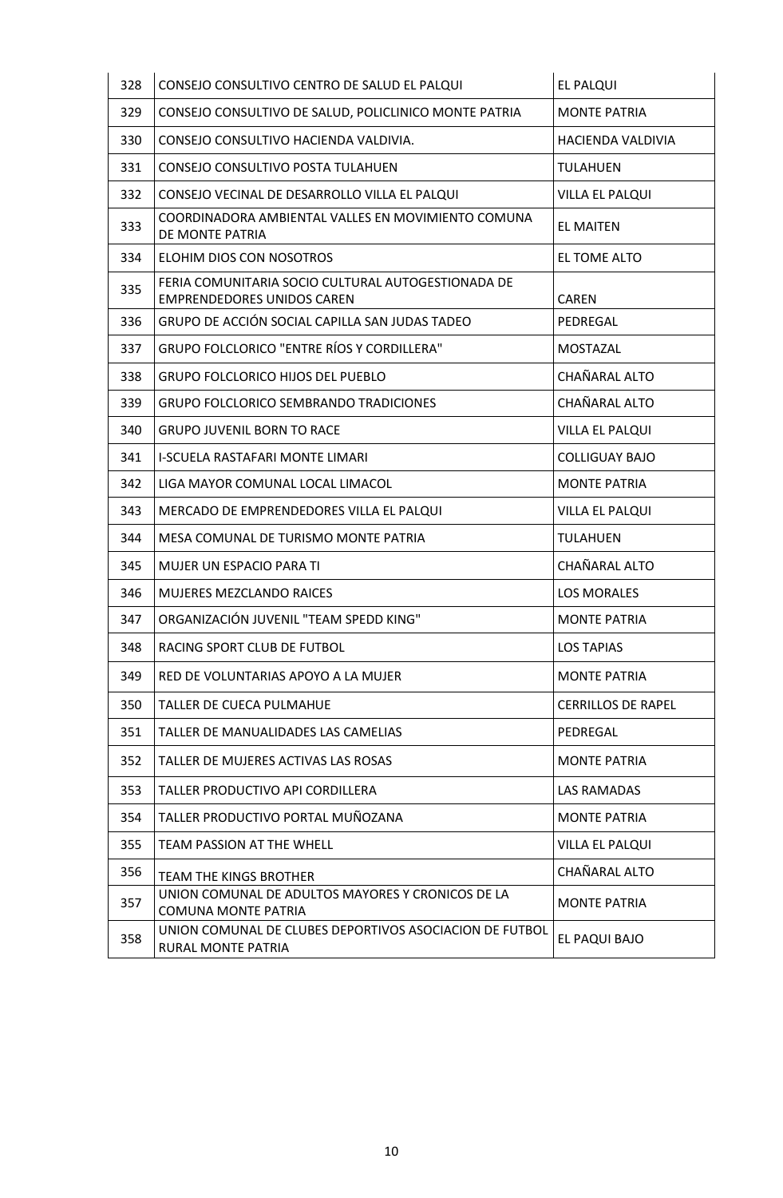| | | |
|---|---|---|
| 328 | CONSEJO CONSULTIVO CENTRO DE SALUD EL PALQUI | EL PALQUI |
| 329 | CONSEJO CONSULTIVO DE SALUD, POLICLINICO MONTE PATRIA | MONTE PATRIA |
| 330 | CONSEJO CONSULTIVO HACIENDA VALDIVIA. | HACIENDA VALDIVIA |
| 331 | CONSEJO CONSULTIVO POSTA TULAHUEN | TULAHUEN |
| 332 | CONSEJO VECINAL DE DESARROLLO VILLA EL PALQUI | VILLA EL PALQUI |
| 333 | COORDINADORA AMBIENTAL VALLES EN MOVIMIENTO COMUNA DE MONTE PATRIA | EL MAITEN |
| 334 | ELOHIM DIOS CON NOSOTROS | EL TOME ALTO |
| 335 | FERIA COMUNITARIA SOCIO CULTURAL AUTOGESTIONADA DE EMPRENDEDORES UNIDOS CAREN | CAREN |
| 336 | GRUPO DE ACCIÓN SOCIAL CAPILLA SAN JUDAS TADEO | PEDREGAL |
| 337 | GRUPO FOLCLORICO "ENTRE RÍOS Y CORDILLERA" | MOSTAZAL |
| 338 | GRUPO FOLCLORICO HIJOS DEL PUEBLO | CHAÑARAL ALTO |
| 339 | GRUPO FOLCLORICO SEMBRANDO TRADICIONES | CHAÑARAL ALTO |
| 340 | GRUPO JUVENIL BORN TO RACE | VILLA EL PALQUI |
| 341 | I-SCUELA RASTAFARI MONTE LIMARI | COLLIGUAY BAJO |
| 342 | LIGA MAYOR COMUNAL LOCAL LIMACOL | MONTE PATRIA |
| 343 | MERCADO DE EMPRENDEDORES VILLA EL PALQUI | VILLA EL PALQUI |
| 344 | MESA COMUNAL DE TURISMO MONTE PATRIA | TULAHUEN |
| 345 | MUJER UN ESPACIO PARA TI | CHAÑARAL ALTO |
| 346 | MUJERES MEZCLANDO RAICES | LOS MORALES |
| 347 | ORGANIZACIÓN JUVENIL "TEAM SPEDD KING" | MONTE PATRIA |
| 348 | RACING SPORT CLUB DE FUTBOL | LOS TAPIAS |
| 349 | RED DE VOLUNTARIAS APOYO A LA MUJER | MONTE PATRIA |
| 350 | TALLER DE CUECA PULMAHUE | CERRILLOS DE RAPEL |
| 351 | TALLER DE MANUALIDADES LAS CAMELIAS | PEDREGAL |
| 352 | TALLER DE MUJERES ACTIVAS LAS ROSAS | MONTE PATRIA |
| 353 | TALLER PRODUCTIVO API CORDILLERA | LAS RAMADAS |
| 354 | TALLER PRODUCTIVO PORTAL MUÑOZANA | MONTE PATRIA |
| 355 | TEAM PASSION AT THE WHELL | VILLA EL PALQUI |
| 356 | TEAM THE KINGS BROTHER | CHAÑARAL ALTO |
| 357 | UNION COMUNAL DE ADULTOS MAYORES Y CRONICOS DE LA COMUNA MONTE PATRIA | MONTE PATRIA |
| 358 | UNION COMUNAL DE CLUBES DEPORTIVOS ASOCIACION DE FUTBOL RURAL MONTE PATRIA | EL PAQUI BAJO |